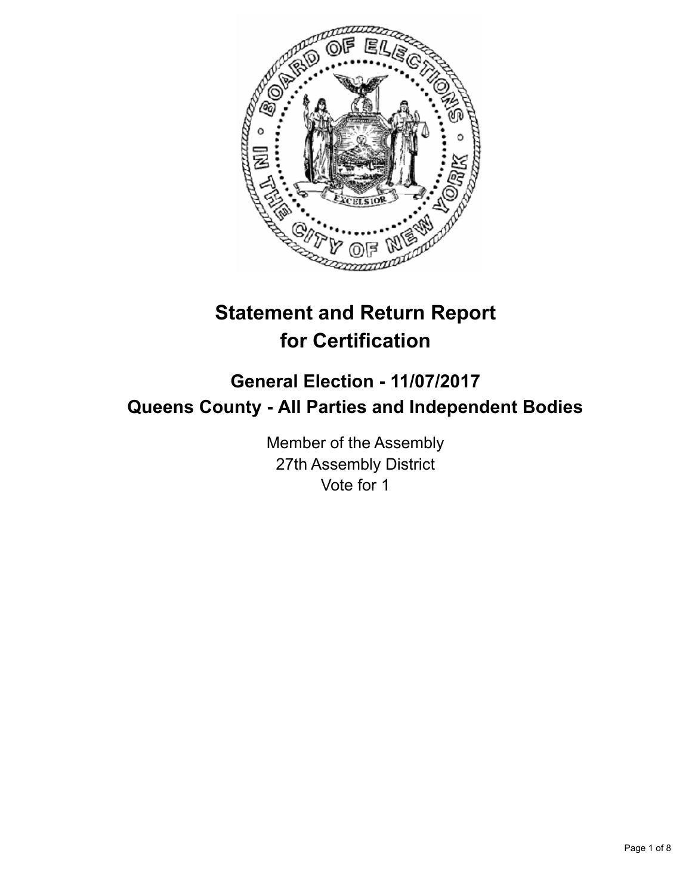# Statement and Return Report for Certification

## General Election - 11/07/2017
## Queens County - All Parties and Independent Bodies

Member of the Assembly
27th Assembly District
Vote for 1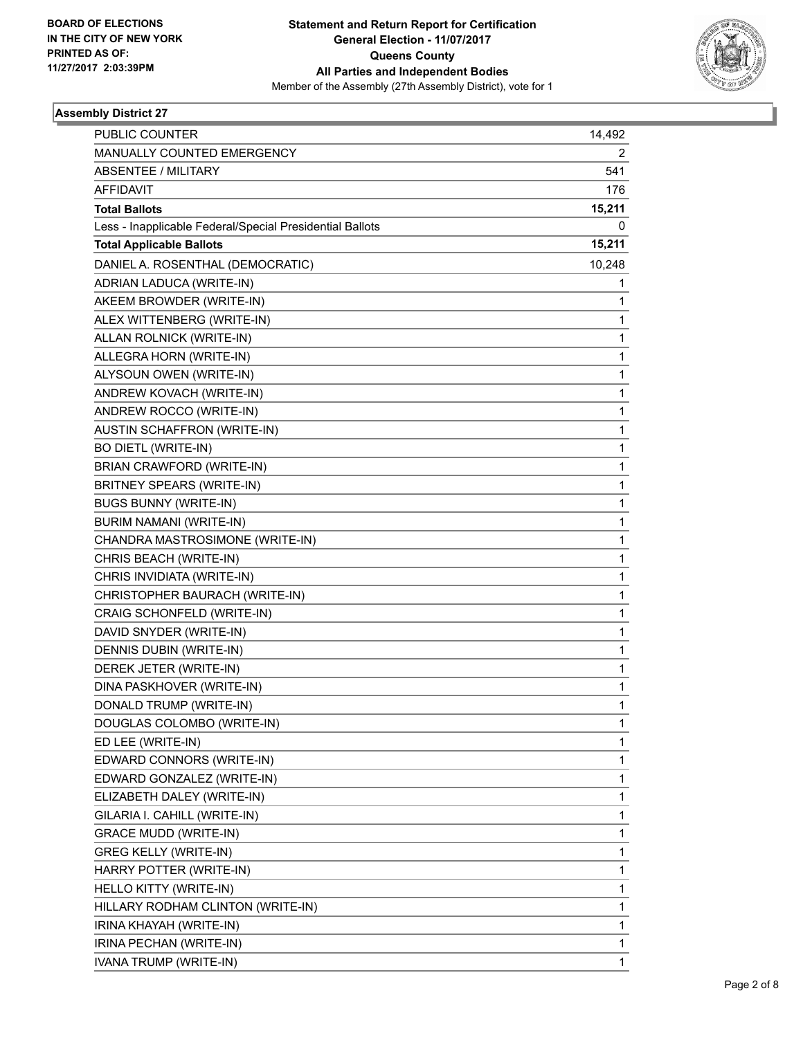BOARD OF ELECTIONS
IN THE CITY OF NEW YORK
PRINTED AS OF:
11/27/2017 2:03:39PM

**Statement and Return Report for Certification**
**General Election - 11/07/2017**
**Queens County**
**All Parties and Independent Bodies**
Member of the Assembly (27th Assembly District), vote for 1

**Assembly District 27**

| | |
|---|---|
| PUBLIC COUNTER | 14,492 |
| MANUALLY COUNTED EMERGENCY | 2 |
| ABSENTEE / MILITARY | 541 |
| AFFIDAVIT | 176 |
| **Total Ballots** | **15,211** |
| Less - Inapplicable Federal/Special Presidential Ballots | 0 |
| **Total Applicable Ballots** | **15,211** |
| DANIEL A. ROSENTHAL (DEMOCRATIC) | 10,248 |
| ADRIAN LADUCA (WRITE-IN) | 1 |
| AKEEM BROWDER (WRITE-IN) | 1 |
| ALEX WITTENBERG (WRITE-IN) | 1 |
| ALLAN ROLNICK (WRITE-IN) | 1 |
| ALLEGRA HORN (WRITE-IN) | 1 |
| ALYSOUN OWEN (WRITE-IN) | 1 |
| ANDREW KOVACH (WRITE-IN) | 1 |
| ANDREW ROCCO (WRITE-IN) | 1 |
| AUSTIN SCHAFFRON (WRITE-IN) | 1 |
| BO DIETL (WRITE-IN) | 1 |
| BRIAN CRAWFORD (WRITE-IN) | 1 |
| BRITNEY SPEARS (WRITE-IN) | 1 |
| BUGS BUNNY (WRITE-IN) | 1 |
| BURIM NAMANI (WRITE-IN) | 1 |
| CHANDRA MASTROSIMONE (WRITE-IN) | 1 |
| CHRIS BEACH (WRITE-IN) | 1 |
| CHRIS INVIDIATA (WRITE-IN) | 1 |
| CHRISTOPHER BAURACH (WRITE-IN) | 1 |
| CRAIG SCHONFELD (WRITE-IN) | 1 |
| DAVID SNYDER (WRITE-IN) | 1 |
| DENNIS DUBIN (WRITE-IN) | 1 |
| DEREK JETER (WRITE-IN) | 1 |
| DINA PASKHOVER (WRITE-IN) | 1 |
| DONALD TRUMP (WRITE-IN) | 1 |
| DOUGLAS COLOMBO (WRITE-IN) | 1 |
| ED LEE (WRITE-IN) | 1 |
| EDWARD CONNORS (WRITE-IN) | 1 |
| EDWARD GONZALEZ (WRITE-IN) | 1 |
| ELIZABETH DALEY (WRITE-IN) | 1 |
| GILARIA I. CAHILL (WRITE-IN) | 1 |
| GRACE MUDD (WRITE-IN) | 1 |
| GREG KELLY (WRITE-IN) | 1 |
| HARRY POTTER (WRITE-IN) | 1 |
| HELLO KITTY (WRITE-IN) | 1 |
| HILLARY RODHAM CLINTON (WRITE-IN) | 1 |
| IRINA KHAYAH (WRITE-IN) | 1 |
| IRINA PECHAN (WRITE-IN) | 1 |
| IVANA TRUMP (WRITE-IN) | 1 |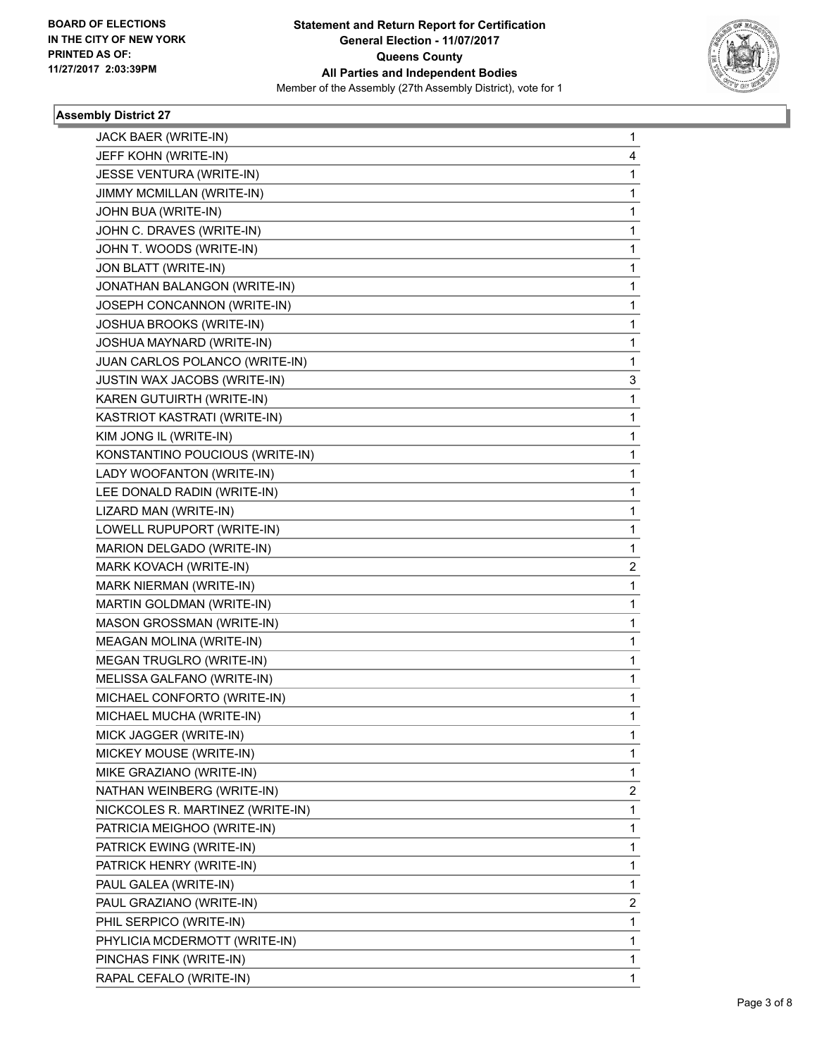**BOARD OF ELECTIONS IN THE CITY OF NEW YORK PRINTED AS OF: 11/27/2017 2:03:39PM**

**Statement and Return Report for Certification**
**General Election - 11/07/2017**
**Queens County**
**All Parties and Independent Bodies**
Member of the Assembly (27th Assembly District), vote for 1

### Assembly District 27

| | |
|---|---|
| JACK BAER (WRITE-IN) | 1 |
| JEFF KOHN (WRITE-IN) | 4 |
| JESSE VENTURA (WRITE-IN) | 1 |
| JIMMY MCMILLAN (WRITE-IN) | 1 |
| JOHN BUA (WRITE-IN) | 1 |
| JOHN C. DRAVES (WRITE-IN) | 1 |
| JOHN T. WOODS (WRITE-IN) | 1 |
| JON BLATT (WRITE-IN) | 1 |
| JONATHAN BALANGON (WRITE-IN) | 1 |
| JOSEPH CONCANNON (WRITE-IN) | 1 |
| JOSHUA BROOKS (WRITE-IN) | 1 |
| JOSHUA MAYNARD (WRITE-IN) | 1 |
| JUAN CARLOS POLANCO (WRITE-IN) | 1 |
| JUSTIN WAX JACOBS (WRITE-IN) | 3 |
| KAREN GUTUIRTH (WRITE-IN) | 1 |
| KASTRIOT KASTRATI (WRITE-IN) | 1 |
| KIM JONG IL (WRITE-IN) | 1 |
| KONSTANTINO POUCIOUS (WRITE-IN) | 1 |
| LADY WOOFANTON (WRITE-IN) | 1 |
| LEE DONALD RADIN (WRITE-IN) | 1 |
| LIZARD MAN (WRITE-IN) | 1 |
| LOWELL RUPUPORT (WRITE-IN) | 1 |
| MARION DELGADO (WRITE-IN) | 1 |
| MARK KOVACH (WRITE-IN) | 2 |
| MARK NIERMAN (WRITE-IN) | 1 |
| MARTIN GOLDMAN (WRITE-IN) | 1 |
| MASON GROSSMAN (WRITE-IN) | 1 |
| MEAGAN MOLINA (WRITE-IN) | 1 |
| MEGAN TRUGLRO (WRITE-IN) | 1 |
| MELISSA GALFANO (WRITE-IN) | 1 |
| MICHAEL CONFORTO (WRITE-IN) | 1 |
| MICHAEL MUCHA (WRITE-IN) | 1 |
| MICK JAGGER (WRITE-IN) | 1 |
| MICKEY MOUSE (WRITE-IN) | 1 |
| MIKE GRAZIANO (WRITE-IN) | 1 |
| NATHAN WEINBERG (WRITE-IN) | 2 |
| NICKCOLES R. MARTINEZ (WRITE-IN) | 1 |
| PATRICIA MEIGHOO (WRITE-IN) | 1 |
| PATRICK EWING (WRITE-IN) | 1 |
| PATRICK HENRY (WRITE-IN) | 1 |
| PAUL GALEA (WRITE-IN) | 1 |
| PAUL GRAZIANO (WRITE-IN) | 2 |
| PHIL SERPICO (WRITE-IN) | 1 |
| PHYLICIA MCDERMOTT (WRITE-IN) | 1 |
| PINCHAS FINK (WRITE-IN) | 1 |
| RAPAL CEFALO (WRITE-IN) | 1 |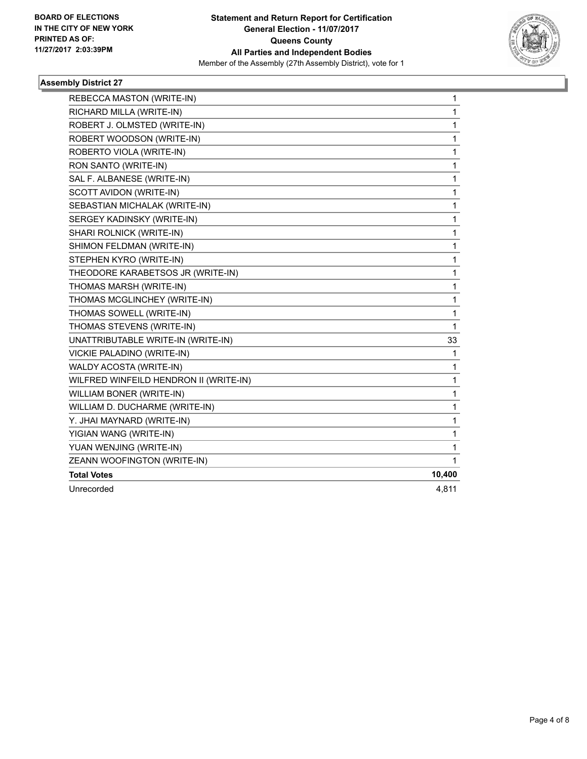**BOARD OF ELECTIONS IN THE CITY OF NEW YORK PRINTED AS OF: 11/27/2017 2:03:39PM**

**Statement and Return Report for Certification General Election - 11/07/2017 Queens County All Parties and Independent Bodies**

Member of the Assembly (27th Assembly District), vote for 1

### Assembly District 27

| | |
|---|---|
| REBECCA MASTON (WRITE-IN) | 1 |
| RICHARD MILLA (WRITE-IN) | 1 |
| ROBERT J. OLMSTED (WRITE-IN) | 1 |
| ROBERT WOODSON (WRITE-IN) | 1 |
| ROBERTO VIOLA (WRITE-IN) | 1 |
| RON SANTO (WRITE-IN) | 1 |
| SAL F. ALBANESE (WRITE-IN) | 1 |
| SCOTT AVIDON (WRITE-IN) | 1 |
| SEBASTIAN MICHALAK (WRITE-IN) | 1 |
| SERGEY KADINSKY (WRITE-IN) | 1 |
| SHARI ROLNICK (WRITE-IN) | 1 |
| SHIMON FELDMAN (WRITE-IN) | 1 |
| STEPHEN KYRO (WRITE-IN) | 1 |
| THEODORE KARABETSOS JR (WRITE-IN) | 1 |
| THOMAS MARSH (WRITE-IN) | 1 |
| THOMAS MCGLINCHEY (WRITE-IN) | 1 |
| THOMAS SOWELL (WRITE-IN) | 1 |
| THOMAS STEVENS (WRITE-IN) | 1 |
| UNATTRIBUTABLE WRITE-IN (WRITE-IN) | 33 |
| VICKIE PALADINO (WRITE-IN) | 1 |
| WALDY ACOSTA (WRITE-IN) | 1 |
| WILFRED WINFEILD HENDRON II (WRITE-IN) | 1 |
| WILLIAM BONER (WRITE-IN) | 1 |
| WILLIAM D. DUCHARME (WRITE-IN) | 1 |
| Y. JHAI MAYNARD (WRITE-IN) | 1 |
| YIGIAN WANG (WRITE-IN) | 1 |
| YUAN WENJING (WRITE-IN) | 1 |
| ZEANN WOOFINGTON (WRITE-IN) | 1 |
| **Total Votes** | **10,400** |
| Unrecorded | 4,811 |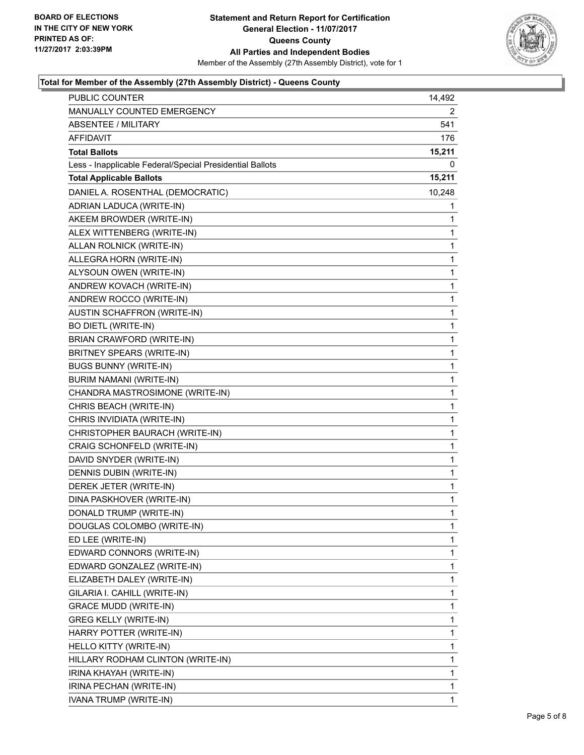**BOARD OF ELECTIONS IN THE CITY OF NEW YORK PRINTED AS OF: 11/27/2017 2:03:39PM**

**Statement and Return Report for Certification**
**General Election - 11/07/2017**
**Queens County**
**All Parties and Independent Bodies**
Member of the Assembly (27th Assembly District), vote for 1

**Total for Member of the Assembly (27th Assembly District) - Queens County**

| | |
|---|---|
| PUBLIC COUNTER | 14,492 |
| MANUALLY COUNTED EMERGENCY | 2 |
| ABSENTEE / MILITARY | 541 |
| AFFIDAVIT | 176 |
| **Total Ballots** | **15,211** |
| Less - Inapplicable Federal/Special Presidential Ballots | 0 |
| **Total Applicable Ballots** | **15,211** |
| DANIEL A. ROSENTHAL (DEMOCRATIC) | 10,248 |
| ADRIAN LADUCA (WRITE-IN) | 1 |
| AKEEM BROWDER (WRITE-IN) | 1 |
| ALEX WITTENBERG (WRITE-IN) | 1 |
| ALLAN ROLNICK (WRITE-IN) | 1 |
| ALLEGRA HORN (WRITE-IN) | 1 |
| ALYSOUN OWEN (WRITE-IN) | 1 |
| ANDREW KOVACH (WRITE-IN) | 1 |
| ANDREW ROCCO (WRITE-IN) | 1 |
| AUSTIN SCHAFFRON (WRITE-IN) | 1 |
| BO DIETL (WRITE-IN) | 1 |
| BRIAN CRAWFORD (WRITE-IN) | 1 |
| BRITNEY SPEARS (WRITE-IN) | 1 |
| BUGS BUNNY (WRITE-IN) | 1 |
| BURIM NAMANI (WRITE-IN) | 1 |
| CHANDRA MASTROSIMONE (WRITE-IN) | 1 |
| CHRIS BEACH (WRITE-IN) | 1 |
| CHRIS INVIDIATA (WRITE-IN) | 1 |
| CHRISTOPHER BAURACH (WRITE-IN) | 1 |
| CRAIG SCHONFELD (WRITE-IN) | 1 |
| DAVID SNYDER (WRITE-IN) | 1 |
| DENNIS DUBIN (WRITE-IN) | 1 |
| DEREK JETER (WRITE-IN) | 1 |
| DINA PASKHOVER (WRITE-IN) | 1 |
| DONALD TRUMP (WRITE-IN) | 1 |
| DOUGLAS COLOMBO (WRITE-IN) | 1 |
| ED LEE (WRITE-IN) | 1 |
| EDWARD CONNORS (WRITE-IN) | 1 |
| EDWARD GONZALEZ (WRITE-IN) | 1 |
| ELIZABETH DALEY (WRITE-IN) | 1 |
| GILARIA I. CAHILL (WRITE-IN) | 1 |
| GRACE MUDD (WRITE-IN) | 1 |
| GREG KELLY (WRITE-IN) | 1 |
| HARRY POTTER (WRITE-IN) | 1 |
| HELLO KITTY (WRITE-IN) | 1 |
| HILLARY RODHAM CLINTON (WRITE-IN) | 1 |
| IRINA KHAYAH (WRITE-IN) | 1 |
| IRINA PECHAN (WRITE-IN) | 1 |
| IVANA TRUMP (WRITE-IN) | 1 |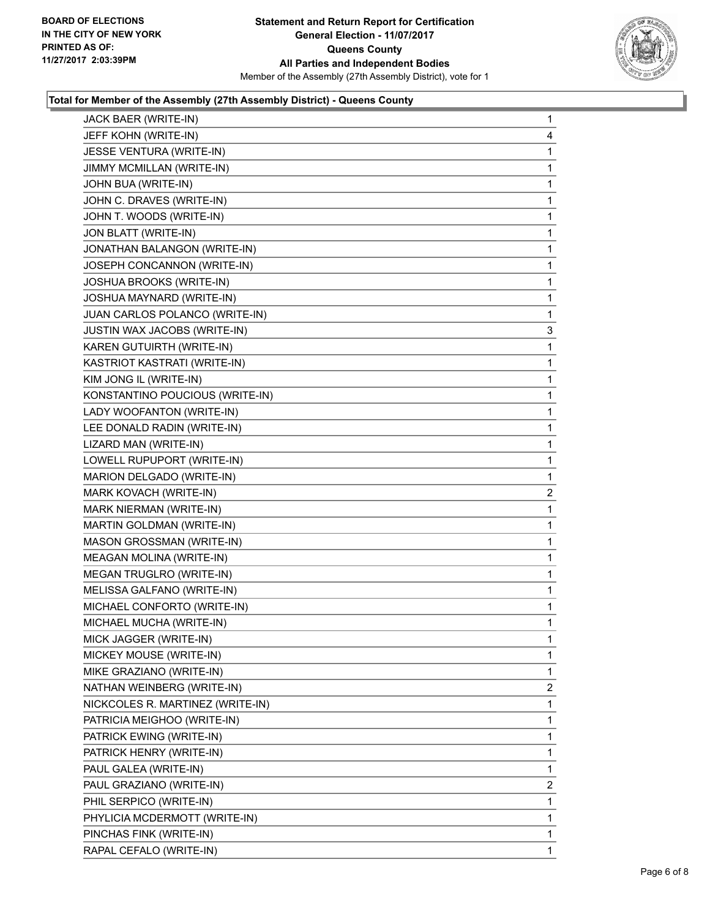**Total for Member of the Assembly (27th Assembly District) - Queens County**

| Candidate | Votes |
|---|---|
| JACK BAER (WRITE-IN) | 1 |
| JEFF KOHN (WRITE-IN) | 4 |
| JESSE VENTURA (WRITE-IN) | 1 |
| JIMMY MCMILLAN (WRITE-IN) | 1 |
| JOHN BUA (WRITE-IN) | 1 |
| JOHN C. DRAVES (WRITE-IN) | 1 |
| JOHN T. WOODS (WRITE-IN) | 1 |
| JON BLATT (WRITE-IN) | 1 |
| JONATHAN BALANGON (WRITE-IN) | 1 |
| JOSEPH CONCANNON (WRITE-IN) | 1 |
| JOSHUA BROOKS (WRITE-IN) | 1 |
| JOSHUA MAYNARD (WRITE-IN) | 1 |
| JUAN CARLOS POLANCO (WRITE-IN) | 1 |
| JUSTIN WAX JACOBS (WRITE-IN) | 3 |
| KAREN GUTUIRTH (WRITE-IN) | 1 |
| KASTRIOT KASTRATI (WRITE-IN) | 1 |
| KIM JONG IL (WRITE-IN) | 1 |
| KONSTANTINO POUCIOUS (WRITE-IN) | 1 |
| LADY WOOFANTON (WRITE-IN) | 1 |
| LEE DONALD RADIN (WRITE-IN) | 1 |
| LIZARD MAN (WRITE-IN) | 1 |
| LOWELL RUPUPORT (WRITE-IN) | 1 |
| MARION DELGADO (WRITE-IN) | 1 |
| MARK KOVACH (WRITE-IN) | 2 |
| MARK NIERMAN (WRITE-IN) | 1 |
| MARTIN GOLDMAN (WRITE-IN) | 1 |
| MASON GROSSMAN (WRITE-IN) | 1 |
| MEAGAN MOLINA (WRITE-IN) | 1 |
| MEGAN TRUGLRO (WRITE-IN) | 1 |
| MELISSA GALFANO (WRITE-IN) | 1 |
| MICHAEL CONFORTO (WRITE-IN) | 1 |
| MICHAEL MUCHA (WRITE-IN) | 1 |
| MICK JAGGER (WRITE-IN) | 1 |
| MICKEY MOUSE (WRITE-IN) | 1 |
| MIKE GRAZIANO (WRITE-IN) | 1 |
| NATHAN WEINBERG (WRITE-IN) | 2 |
| NICKCOLES R. MARTINEZ (WRITE-IN) | 1 |
| PATRICIA MEIGHOO (WRITE-IN) | 1 |
| PATRICK EWING (WRITE-IN) | 1 |
| PATRICK HENRY (WRITE-IN) | 1 |
| PAUL GALEA (WRITE-IN) | 1 |
| PAUL GRAZIANO (WRITE-IN) | 2 |
| PHIL SERPICO (WRITE-IN) | 1 |
| PHYLICIA MCDERMOTT (WRITE-IN) | 1 |
| PINCHAS FINK (WRITE-IN) | 1 |
| RAPAL CEFALO (WRITE-IN) | 1 |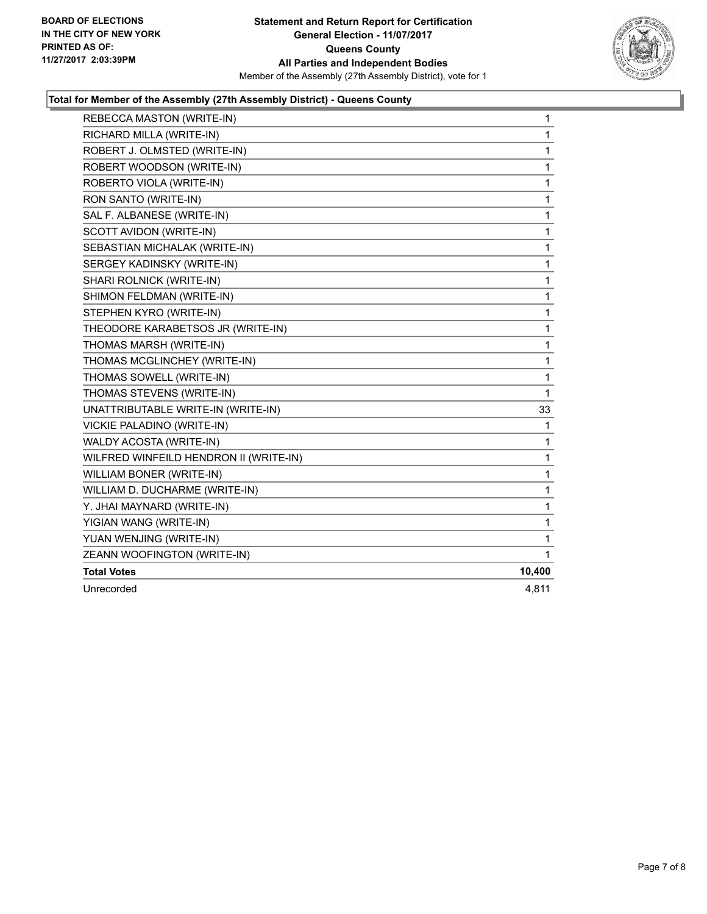**BOARD OF ELECTIONS IN THE CITY OF NEW YORK PRINTED AS OF: 11/27/2017 2:03:39PM**

**Statement and Return Report for Certification**
**General Election - 11/07/2017**
**Queens County**
**All Parties and Independent Bodies**
Member of the Assembly (27th Assembly District), vote for 1

### Total for Member of the Assembly (27th Assembly District) - Queens County

| Candidate | Votes |
|---|---|
| REBECCA MASTON (WRITE-IN) | 1 |
| RICHARD MILLA (WRITE-IN) | 1 |
| ROBERT J. OLMSTED (WRITE-IN) | 1 |
| ROBERT WOODSON (WRITE-IN) | 1 |
| ROBERTO VIOLA (WRITE-IN) | 1 |
| RON SANTO (WRITE-IN) | 1 |
| SAL F. ALBANESE (WRITE-IN) | 1 |
| SCOTT AVIDON (WRITE-IN) | 1 |
| SEBASTIAN MICHALAK (WRITE-IN) | 1 |
| SERGEY KADINSKY (WRITE-IN) | 1 |
| SHARI ROLNICK (WRITE-IN) | 1 |
| SHIMON FELDMAN (WRITE-IN) | 1 |
| STEPHEN KYRO (WRITE-IN) | 1 |
| THEODORE KARABETSOS JR (WRITE-IN) | 1 |
| THOMAS MARSH (WRITE-IN) | 1 |
| THOMAS MCGLINCHEY (WRITE-IN) | 1 |
| THOMAS SOWELL (WRITE-IN) | 1 |
| THOMAS STEVENS (WRITE-IN) | 1 |
| UNATTRIBUTABLE WRITE-IN (WRITE-IN) | 33 |
| VICKIE PALADINO (WRITE-IN) | 1 |
| WALDY ACOSTA (WRITE-IN) | 1 |
| WILFRED WINFEILD HENDRON II (WRITE-IN) | 1 |
| WILLIAM BONER (WRITE-IN) | 1 |
| WILLIAM D. DUCHARME (WRITE-IN) | 1 |
| Y. JHAI MAYNARD (WRITE-IN) | 1 |
| YIGIAN WANG (WRITE-IN) | 1 |
| YUAN WENJING (WRITE-IN) | 1 |
| ZEANN WOOFINGTON (WRITE-IN) | 1 |
| **Total Votes** | **10,400** |
| Unrecorded | 4,811 |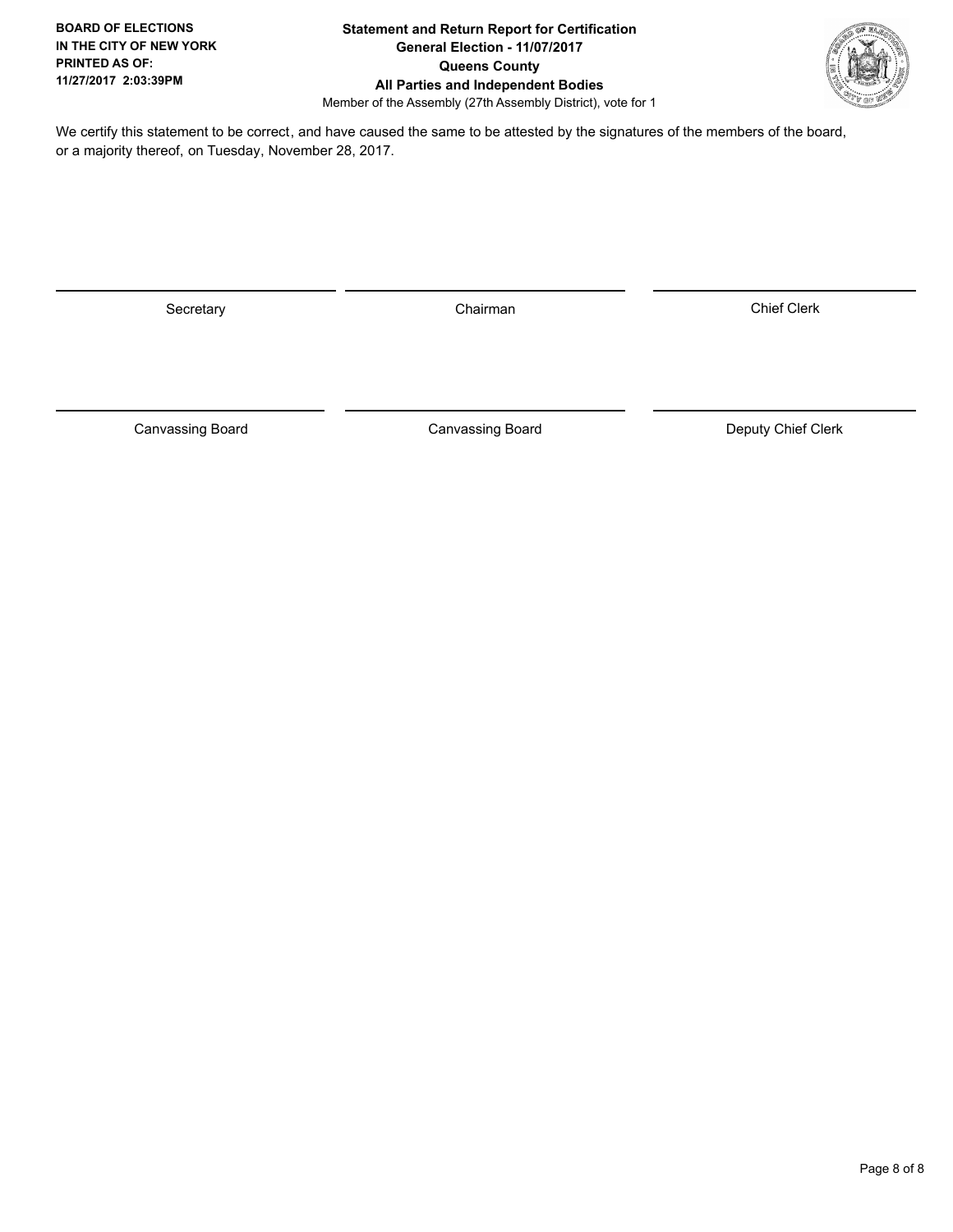**BOARD OF ELECTIONS IN THE CITY OF NEW YORK PRINTED AS OF: 11/27/2017 2:03:39PM**

**Statement and Return Report for Certification**
**General Election - 11/07/2017**
**Queens County**
**All Parties and Independent Bodies**
Member of the Assembly (27th Assembly District), vote for 1

We certify this statement to be correct, and have caused the same to be attested by the signatures of the members of the board, or a majority thereof, on Tuesday, November 28, 2017.

| | | |
|---|---|---|
| Secretary | Chairman | Chief Clerk |
| Canvassing Board | Canvassing Board | Deputy Chief Clerk |